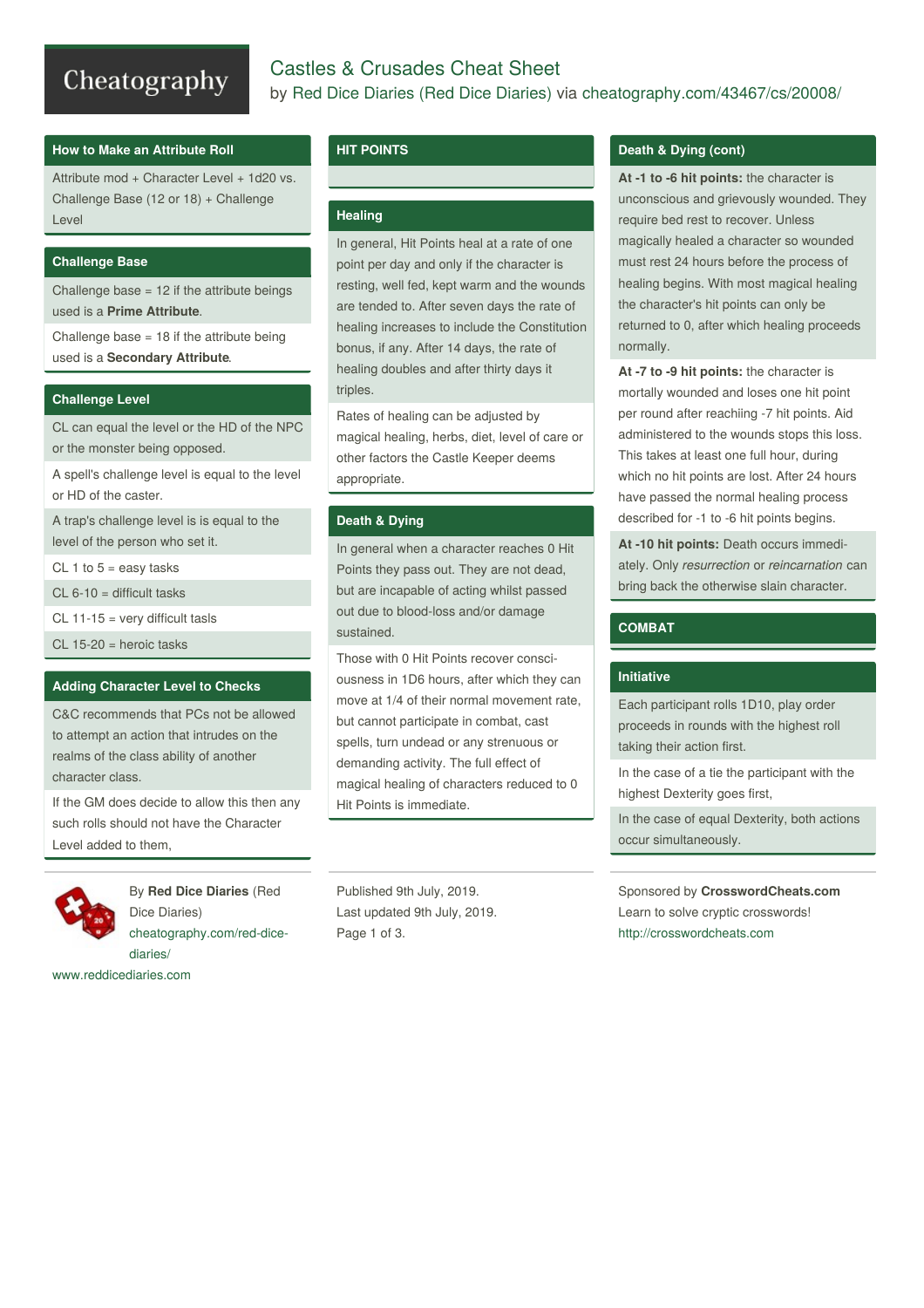# Castles & Crusades Cheat Sheet

by Red Dice Diaries (Red Dice Diaries) via cheatography.com/43467/cs/20008/

## How to Make an Attribute Roll

Attribute mod + Character Level + 1d20 vs. Challenge Base (12 or 18) + Challenge Level

## Challenge Base

Challenge base = 12 if the attribute beings used is a **Prime Attribute**.

Challenge base = 18 if the attribute being used is a **Secondary Attribute**.

## Challenge Level

CL can equal the level or the HD of the NPC or the monster being opposed.

A spell's challenge level is equal to the level or HD of the caster.

A trap's challenge level is is equal to the level of the person who set it.

CL 1 to 5 = easy tasks

CL 6-10 = difficult tasks

CL 11-15 = very difficult tasls

CL 15-20 = heroic tasks

## Adding Character Level to Checks

C&C recommends that PCs not be allowed to attempt an action that intrudes on the realms of the class ability of another character class.

If the GM does decide to allow this then any such rolls should not have the Character Level added to them,

## HIT POINTS

## Healing

In general, Hit Points heal at a rate of one point per day and only if the character is resting, well fed, kept warm and the wounds are tended to. After seven days the rate of healing increases to include the Constitution bonus, if any. After 14 days, the rate of healing doubles and after thirty days it triples.

Rates of healing can be adjusted by magical healing, herbs, diet, level of care or other factors the Castle Keeper deems appropriate.

## Death & Dying

In general when a character reaches 0 Hit Points they pass out. They are not dead, but are incapable of acting whilst passed out due to blood-loss and/or damage sustained.

Those with 0 Hit Points recover consciousness in 1D6 hours, after which they can move at 1/4 of their normal movement rate, but cannot participate in combat, cast spells, turn undead or any strenuous or demanding activity. The full effect of magical healing of characters reduced to 0 Hit Points is immediate.

## Death & Dying (cont)

**At -1 to -6 hit points:** the character is unconscious and grievously wounded. They require bed rest to recover. Unless magically healed a character so wounded must rest 24 hours before the process of healing begins. With most magical healing the character's hit points can only be returned to 0, after which healing proceeds normally.

**At -7 to -9 hit points:** the character is mortally wounded and loses one hit point per round after reachiing -7 hit points. Aid administered to the wounds stops this loss. This takes at least one full hour, during which no hit points are lost. After 24 hours have passed the normal healing process described for -1 to -6 hit points begins.

**At -10 hit points:** Death occurs immediately. Only *resurrection* or *reincarnation* can bring back the otherwise slain character.

## COMBAT

## Initiative

Each participant rolls 1D10, play order proceeds in rounds with the highest roll taking their action first.

In the case of a tie the participant with the highest Dexterity goes first,

In the case of equal Dexterity, both actions occur simultaneously.

By **Red Dice Diaries** (Red Dice Diaries)
cheatography.com/red-dice-diaries/
www.reddicediaries.com

Published 9th July, 2019.
Last updated 9th July, 2019.

Sponsored by **CrosswordCheats.com**
Learn to solve cryptic crosswords!
http://crosswordcheats.com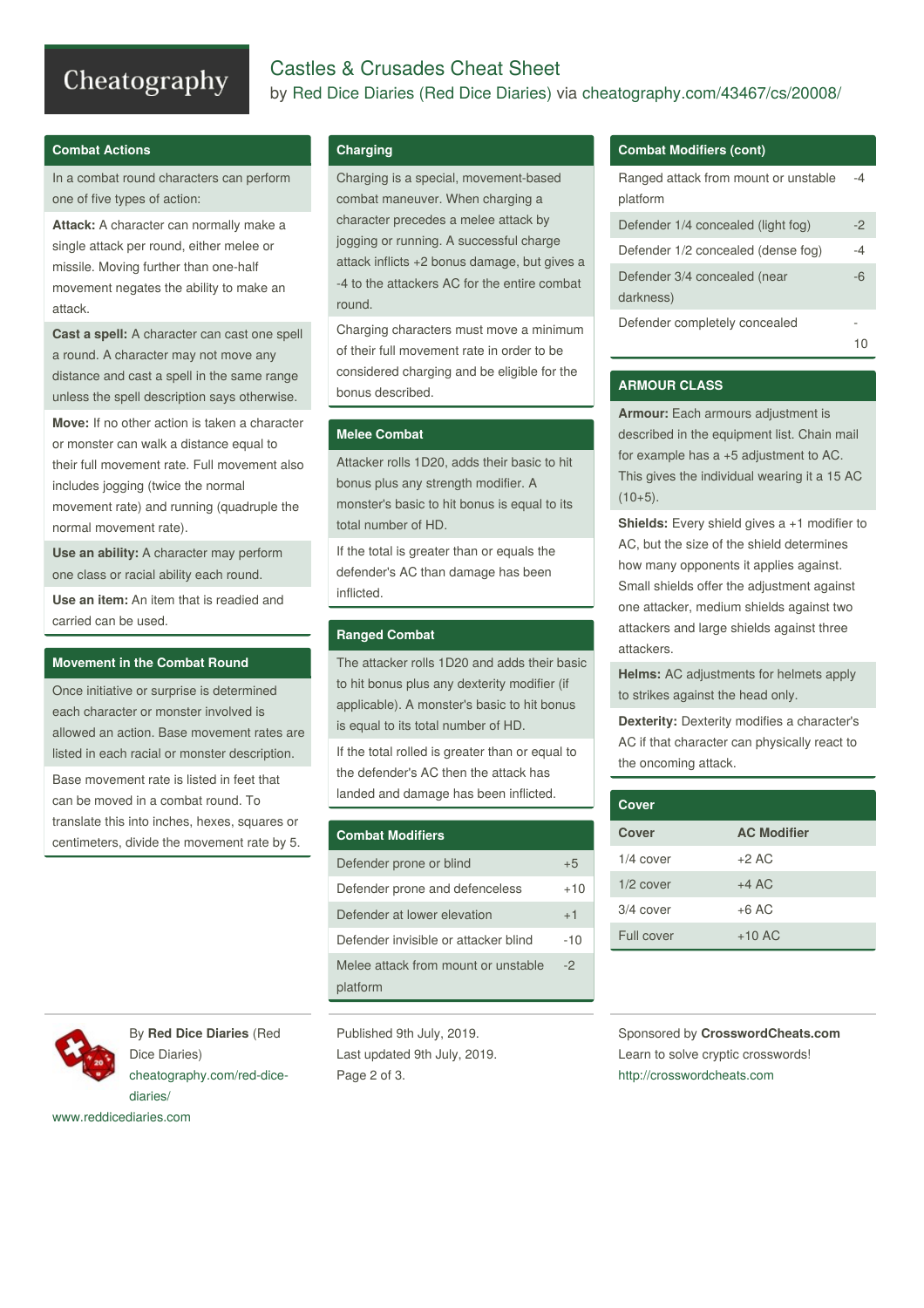# Castles & Crusades Cheat Sheet

by Red Dice Diaries (Red Dice Diaries) via cheatography.com/43467/cs/20008/

## Combat Actions

In a combat round characters can perform one of five types of action:

**Attack:** A character can normally make a single attack per round, either melee or missile. Moving further than one-half movement negates the ability to make an attack.

**Cast a spell:** A character can cast one spell a round. A character may not move any distance and cast a spell in the same range unless the spell description says otherwise.

**Move:** If no other action is taken a character or monster can walk a distance equal to their full movement rate. Full movement also includes jogging (twice the normal movement rate) and running (quadruple the normal movement rate).

**Use an ability:** A character may perform one class or racial ability each round.

**Use an item:** An item that is readied and carried can be used.

## Movement in the Combat Round

Once initiative or surprise is determined each character or monster involved is allowed an action. Base movement rates are listed in each racial or monster description.

Base movement rate is listed in feet that can be moved in a combat round. To translate this into inches, hexes, squares or centimeters, divide the movement rate by 5.

## Charging

Charging is a special, movement-based combat maneuver. When charging a character precedes a melee attack by jogging or running. A successful charge attack inflicts +2 bonus damage, but gives a -4 to the attackers AC for the entire combat round.

Charging characters must move a minimum of their full movement rate in order to be considered charging and be eligible for the bonus described.

## Melee Combat

Attacker rolls 1D20, adds their basic to hit bonus plus any strength modifier. A monster's basic to hit bonus is equal to its total number of HD.

If the total is greater than or equals the defender's AC than damage has been inflicted.

## Ranged Combat

The attacker rolls 1D20 and adds their basic to hit bonus plus any dexterity modifier (if applicable). A monster's basic to hit bonus is equal to its total number of HD.

If the total rolled is greater than or equal to the defender's AC then the attack has landed and damage has been inflicted.

## Combat Modifiers

| | |
|---|---|
| Defender prone or blind | +5 |
| Defender prone and defenceless | +10 |
| Defender at lower elevation | +1 |
| Defender invisible or attacker blind | -10 |
| Melee attack from mount or unstable platform | -2 |
| Ranged attack from mount or unstable platform | -4 |
| Defender 1/4 concealed (light fog) | -2 |
| Defender 1/2 concealed (dense fog) | -4 |
| Defender 3/4 concealed (near darkness) | -6 |
| Defender completely concealed | -10 |

## ARMOUR CLASS

**Armour:** Each armours adjustment is described in the equipment list. Chain mail for example has a +5 adjustment to AC. This gives the individual wearing it a 15 AC (10+5).

**Shields:** Every shield gives a +1 modifier to AC, but the size of the shield determines how many opponents it applies against. Small shields offer the adjustment against one attacker, medium shields against two attackers and large shields against three attackers.

**Helms:** AC adjustments for helmets apply to strikes against the head only.

**Dexterity:** Dexterity modifies a character's AC if that character can physically react to the oncoming attack.

## Cover

| Cover | AC Modifier |
|---|---|
| 1/4 cover | +2 AC |
| 1/2 cover | +4 AC |
| 3/4 cover | +6 AC |
| Full cover | +10 AC |

By **Red Dice Diaries** (Red Dice Diaries)
cheatography.com/red-dice-diaries/
www.reddicediaries.com

Published 9th July, 2019.
Last updated 9th July, 2019.
Page 2 of 3.

Sponsored by **CrosswordCheats.com**
Learn to solve cryptic crosswords!
http://crosswordcheats.com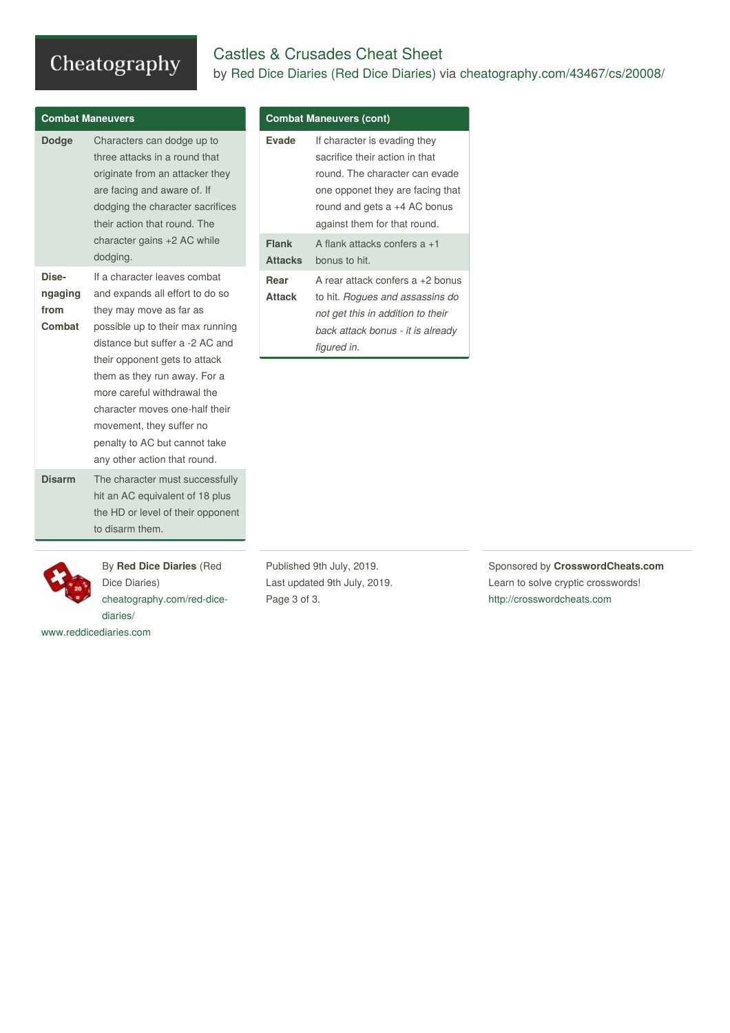## Combat Maneuvers

| | |
|---|---|
| **Dodge** | Characters can dodge up to three attacks in a round that originate from an attacker they are facing and aware of. If dodging the character sacrifices their action that round. The character gains +2 AC while dodging. |
| **Dise-ngaging from Combat** | If a character leaves combat and expands all effort to do so they may move as far as possible up to their max running distance but suffer a -2 AC and their opponent gets to attack them as they run away. For a more careful withdrawal the character moves one-half their movement, they suffer no penalty to AC but cannot take any other action that round. |
| **Disarm** | The character must successfully hit an AC equivalent of 18 plus the HD or level of their opponent to disarm them. |

## Combat Maneuvers (cont)

| | |
|---|---|
| **Evade** | If character is evading they sacrifice their action in that round. The character can evade one opponet they are facing that round and gets a +4 AC bonus against them for that round. |
| **Flank Attacks** | A flank attacks confers a +1 bonus to hit. |
| **Rear Attack** | A rear attack confers a +2 bonus to hit. *Rogues and assassins do not get this in addition to their back attack bonus - it is already figured in.* |